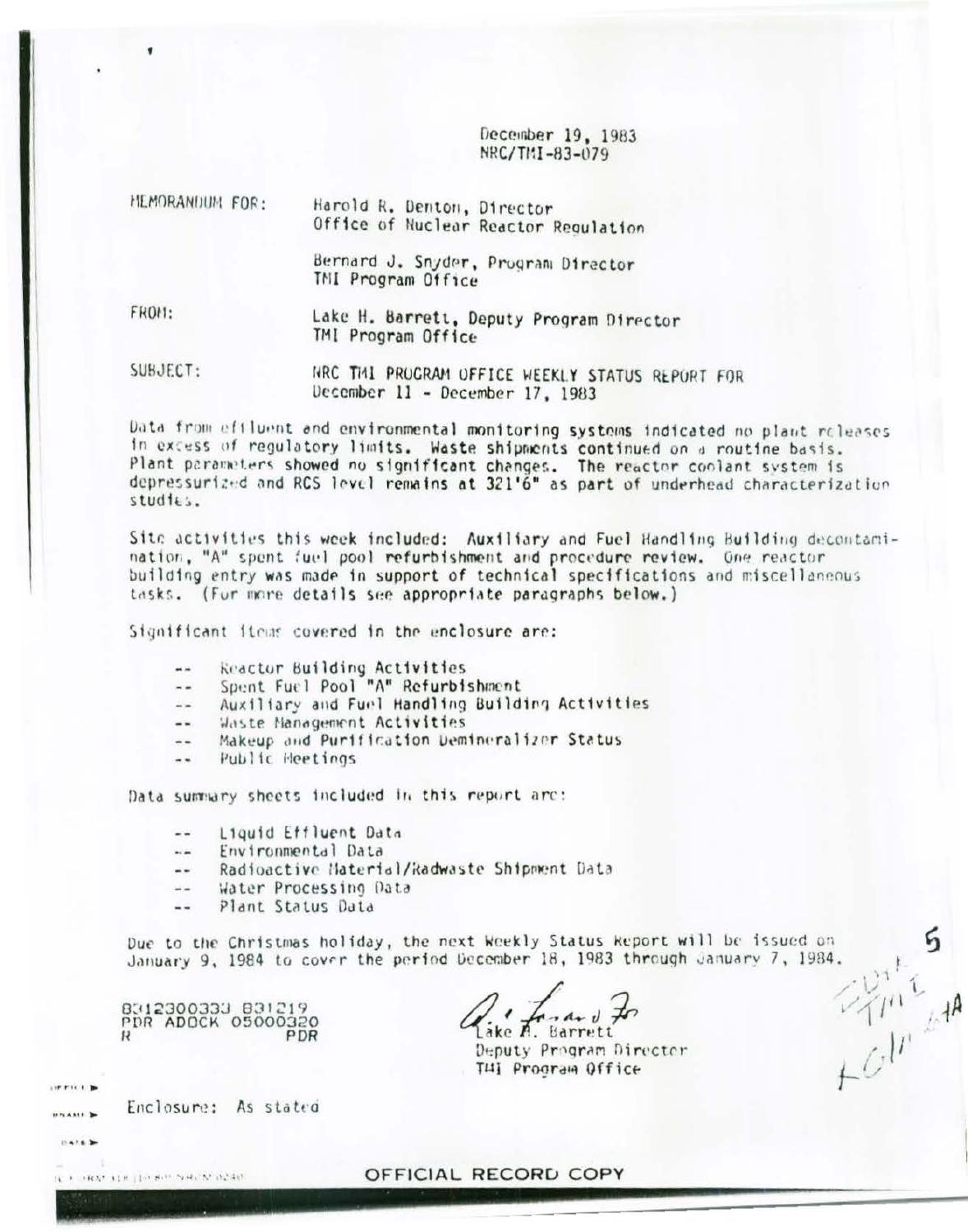December 19, 1983
NRC/TMI-83-079

MEMORANDUM FOR: Harold R. Denton, Director
Office of Nuclear Reactor Regulation

Bernard J. Snyder, Program Director
TMI Program Office

FROM: Lake H. Barrett, Deputy Program Director
TMI Program Office

SUBJECT: NRC TMI PROGRAM OFFICE WEEKLY STATUS REPORT FOR
December 11 - December 17, 1983

Data from effluent and environmental monitoring systems indicated no plant releases in excess of regulatory limits. Waste shipments continued on a routine basis. Plant parameters showed no significant changes. The reactor coolant system is depressurized and RCS level remains at 321'6" as part of underhead characterization studies.

Site activities this week included: Auxiliary and Fuel Handling Building decontamination, "A" spent fuel pool refurbishment and procedure review. One reactor building entry was made in support of technical specifications and miscellaneous tasks. (For more details see appropriate paragraphs below.)

Significant items covered in the enclosure are:

- -- Reactor Building Activities
- -- Spent Fuel Pool "A" Refurbishment
- -- Auxiliary and Fuel Handling Building Activities
- -- Waste Management Activities
- -- Makeup and Purification Demineralizer Status
- -- Public Meetings

Data summary sheets included in this report are:

- -- Liquid Effluent Data
- -- Environmental Data
- -- Radioactive Material/Radwaste Shipment Data
- -- Water Processing Data
- -- Plant Status Data

Due to the Christmas holiday, the next Weekly Status Report will be issued on January 9, 1984 to cover the period December 18, 1983 through January 7, 1984.

8312300333 831219
PDR ADOCK 05000320
R PDR

Lake H. Barrett
Deputy Program Director
TMI Program Office

Enclosure: As stated

OFFICIAL RECORD COPY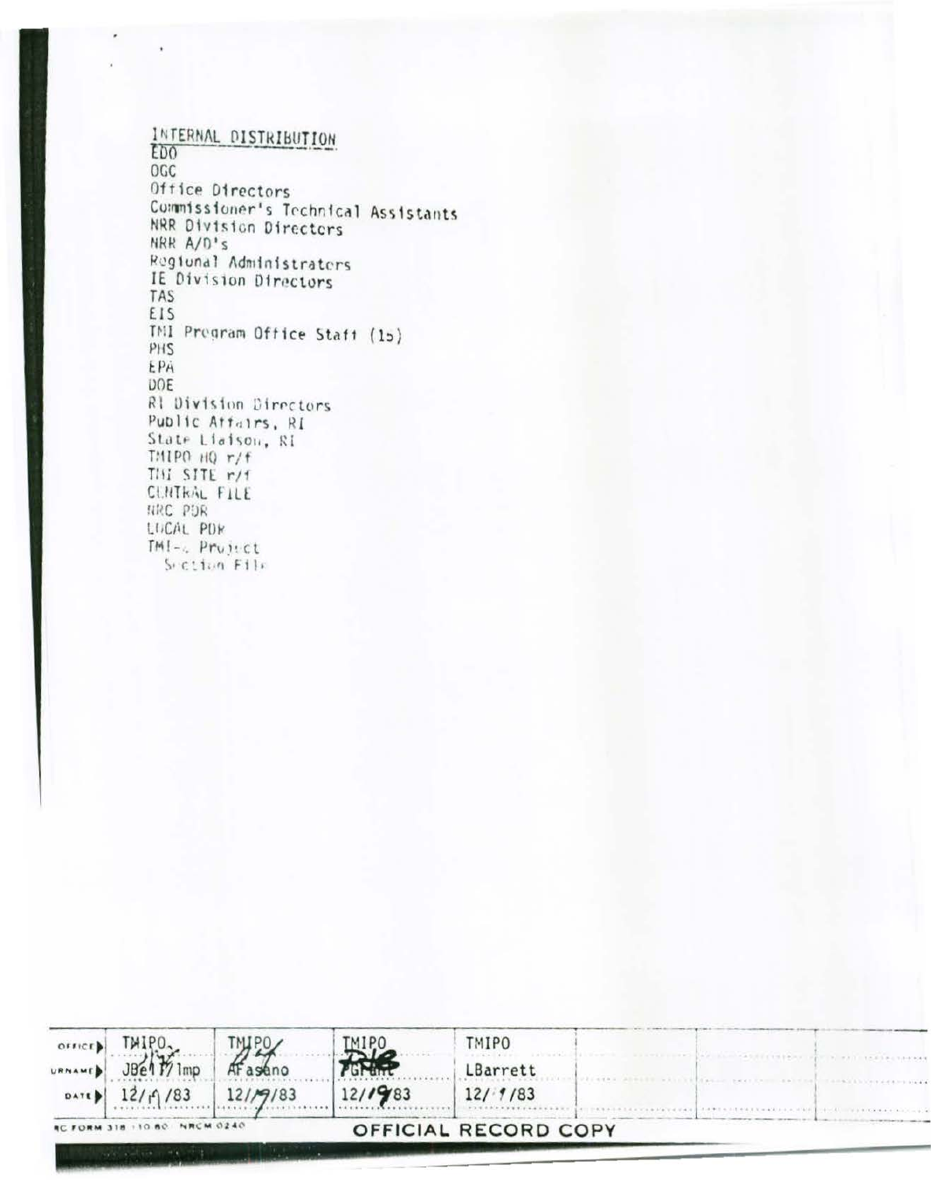INTERNAL DISTRIBUTION

EDO
OGC
Office Directors
Commissioner's Technical Assistants
NRR Division Directors
NRR A/D's
Regional Administrators
IE Division Directors
TAS
EIS
TMI Program Office Staff (15)
PHS
EPA
DOE
RI Division Directors
Public Affairs, RI
State Liaison, RI
TMIPO HQ r/f
TMI SITE r/f
CENTRAL FILE
NRC PDR
LOCAL PDR
TMI-2 Project
 Section File

| OFFICE | TMIPO | TMIPO | TMIPO | TMIPO | | | |
|---|---|---|---|---|---|---|---|
| SURNAME | JBell/lmp | AFasano | PGrant | LBarrett | | | |
| DATE | 12/9/83 | 12/9/83 | 12/9/83 | 12/9/83 | | | |

NRC FORM 318 (10-80) NRCM 0240

OFFICIAL RECORD COPY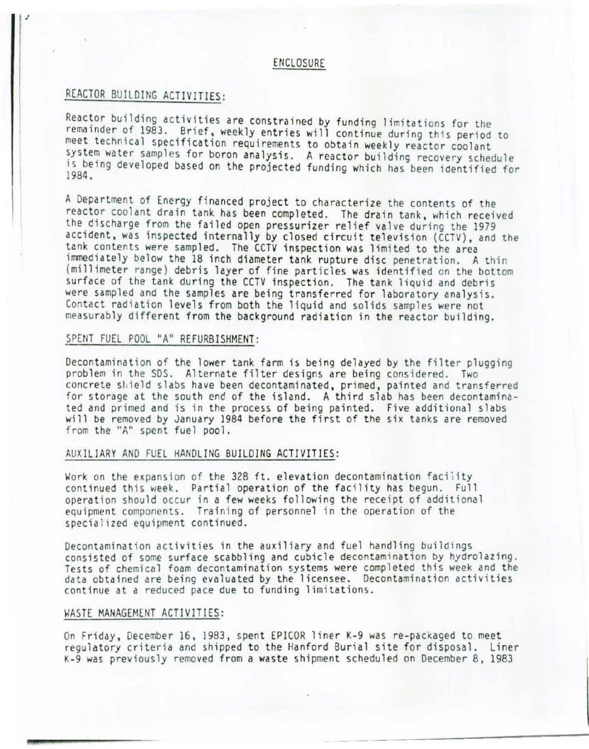## ENCLOSURE

### REACTOR BUILDING ACTIVITIES:

Reactor building activities are constrained by funding limitations for the remainder of 1983. Brief, weekly entries will continue during this period to meet technical specification requirements to obtain weekly reactor coolant system water samples for boron analysis. A reactor building recovery schedule is being developed based on the projected funding which has been identified for 1984.

A Department of Energy financed project to characterize the contents of the reactor coolant drain tank has been completed. The drain tank, which received the discharge from the failed open pressurizer relief valve during the 1979 accident, was inspected internally by closed circuit television (CCTV), and the tank contents were sampled. The CCTV inspection was limited to the area immediately below the 18 inch diameter tank rupture disc penetration. A thin (millimeter range) debris layer of fine particles was identified on the bottom surface of the tank during the CCTV inspection. The tank liquid and debris were sampled and the samples are being transferred for laboratory analysis. Contact radiation levels from both the liquid and solids samples were not measurably different from the background radiation in the reactor building.

### SPENT FUEL POOL "A" REFURBISHMENT:

Decontamination of the lower tank farm is being delayed by the filter plugging problem in the SDS. Alternate filter designs are being considered. Two concrete shield slabs have been decontaminated, primed, painted and transferred for storage at the south end of the island. A third slab has been decontaminated and primed and is in the process of being painted. Five additional slabs will be removed by January 1984 before the first of the six tanks are removed from the "A" spent fuel pool.

### AUXILIARY AND FUEL HANDLING BUILDING ACTIVITIES:

Work on the expansion of the 328 ft. elevation decontamination facility continued this week. Partial operation of the facility has begun. Full operation should occur in a few weeks following the receipt of additional equipment components. Training of personnel in the operation of the specialized equipment continued.

Decontamination activities in the auxiliary and fuel handling buildings consisted of some surface scabbling and cubicle decontamination by hydrolazing. Tests of chemical foam decontamination systems were completed this week and the data obtained are being evaluated by the licensee. Decontamination activities continue at a reduced pace due to funding limitations.

### WASTE MANAGEMENT ACTIVITIES:

On Friday, December 16, 1983, spent EPICOR liner K-9 was re-packaged to meet regulatory criteria and shipped to the Hanford Burial site for disposal. Liner K-9 was previously removed from a waste shipment scheduled on December 8, 1983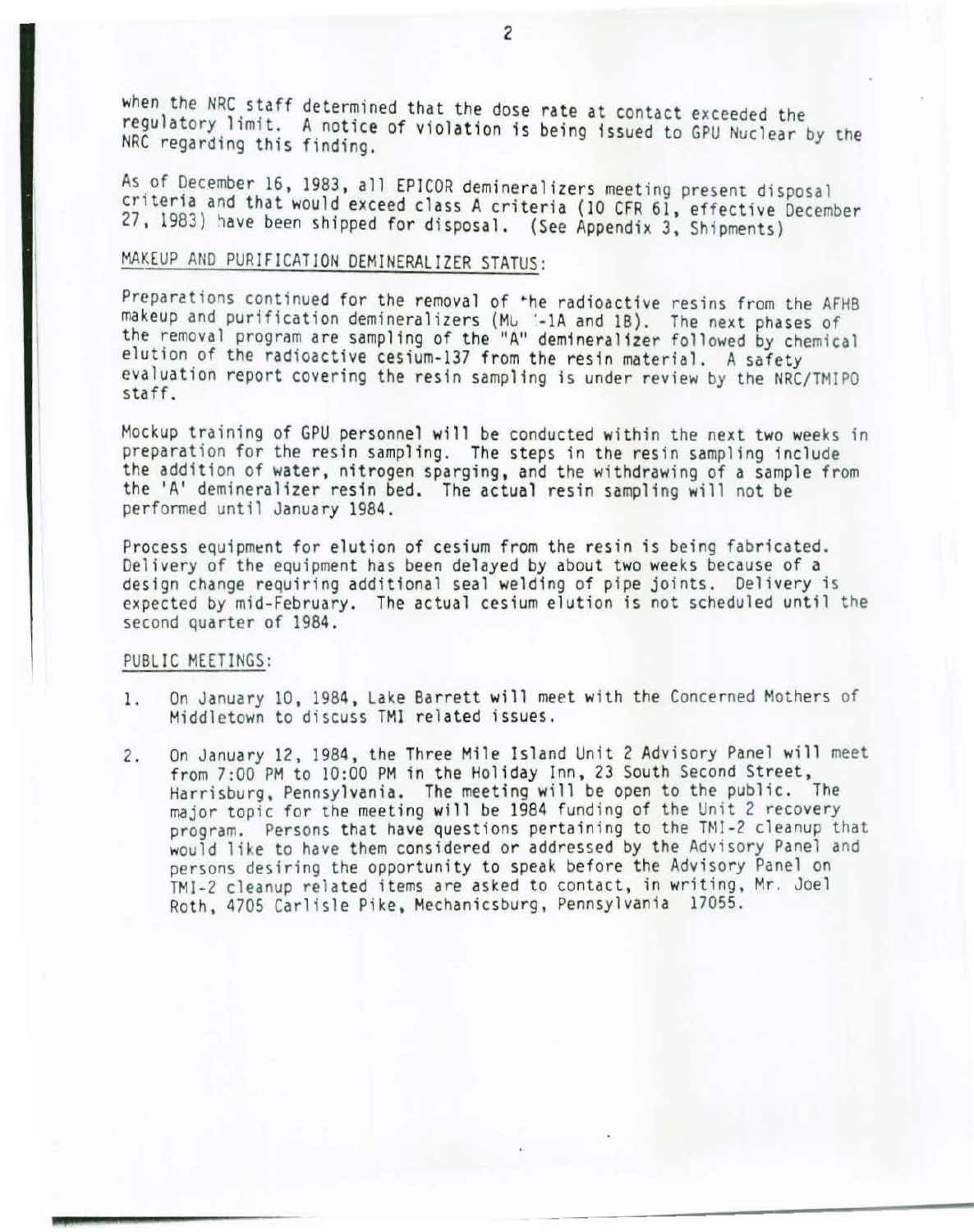when the NRC staff determined that the dose rate at contact exceeded the regulatory limit. A notice of violation is being issued to GPU Nuclear by the NRC regarding this finding.

As of December 16, 1983, all EPICOR demineralizers meeting present disposal criteria and that would exceed class A criteria (10 CFR 61, effective December 27, 1983) have been shipped for disposal. (See Appendix 3, Shipments)

MAKEUP AND PURIFICATION DEMINERALIZER STATUS:

Preparations continued for the removal of the radioactive resins from the AFHB makeup and purification demineralizers (MU-K-1A and 1B). The next phases of the removal program are sampling of the "A" demineralizer followed by chemical elution of the radioactive cesium-137 from the resin material. A safety evaluation report covering the resin sampling is under review by the NRC/TMIPO staff.

Mockup training of GPU personnel will be conducted within the next two weeks in preparation for the resin sampling. The steps in the resin sampling include the addition of water, nitrogen sparging, and the withdrawing of a sample from the 'A' demineralizer resin bed. The actual resin sampling will not be performed until January 1984.

Process equipment for elution of cesium from the resin is being fabricated. Delivery of the equipment has been delayed by about two weeks because of a design change requiring additional seal welding of pipe joints. Delivery is expected by mid-February. The actual cesium elution is not scheduled until the second quarter of 1984.

PUBLIC MEETINGS:

1. On January 10, 1984, Lake Barrett will meet with the Concerned Mothers of Middletown to discuss TMI related issues.

2. On January 12, 1984, the Three Mile Island Unit 2 Advisory Panel will meet from 7:00 PM to 10:00 PM in the Holiday Inn, 23 South Second Street, Harrisburg, Pennsylvania. The meeting will be open to the public. The major topic for the meeting will be 1984 funding of the Unit 2 recovery program. Persons that have questions pertaining to the TMI-2 cleanup that would like to have them considered or addressed by the Advisory Panel and persons desiring the opportunity to speak before the Advisory Panel on TMI-2 cleanup related items are asked to contact, in writing, Mr. Joel Roth, 4705 Carlisle Pike, Mechanicsburg, Pennsylvania 17055.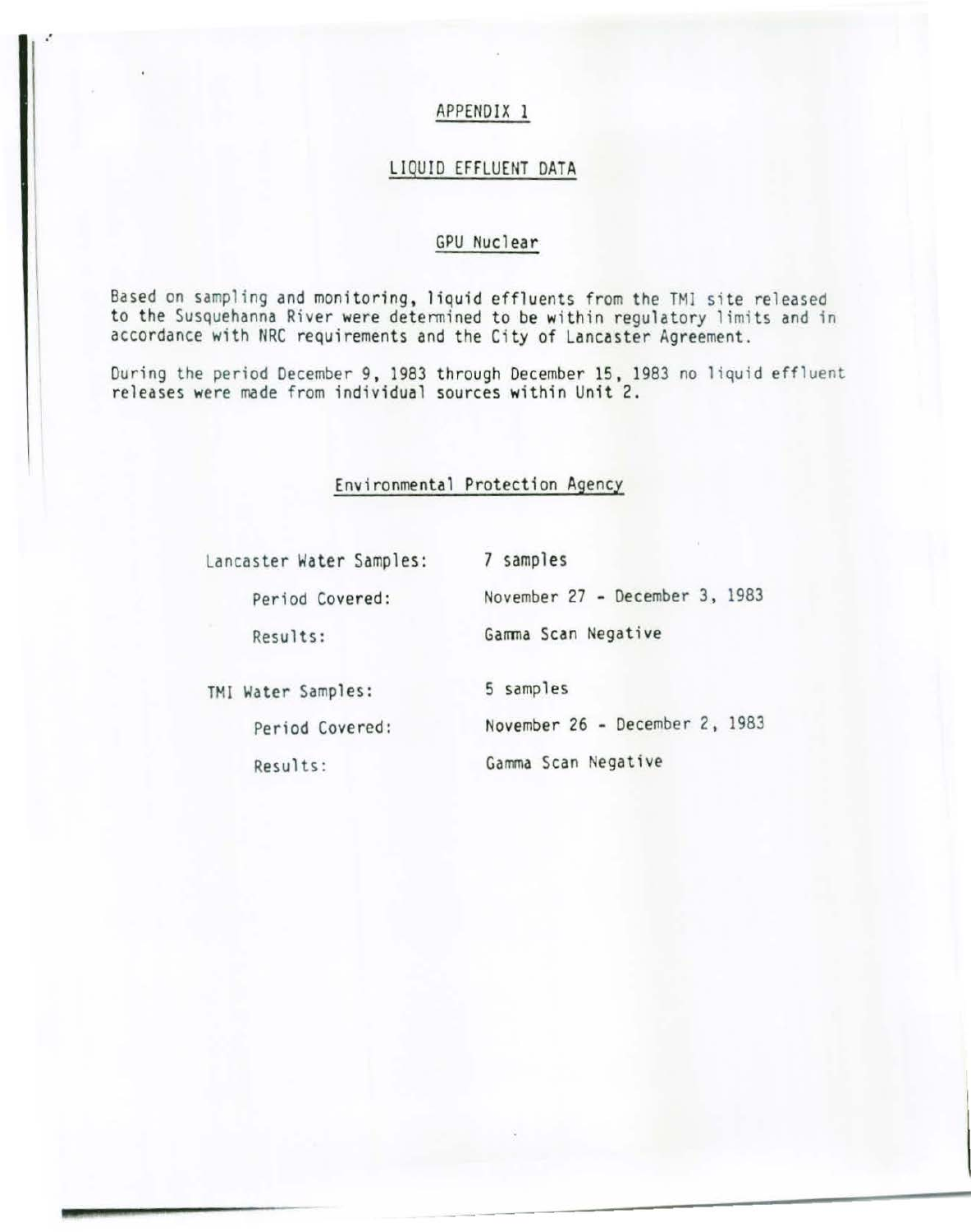# APPENDIX 1

## LIQUID EFFLUENT DATA

### GPU Nuclear

Based on sampling and monitoring, liquid effluents from the TMI site released to the Susquehanna River were determined to be within regulatory limits and in accordance with NRC requirements and the City of Lancaster Agreement.

During the period December 9, 1983 through December 15, 1983 no liquid effluent releases were made from individual sources within Unit 2.

### Environmental Protection Agency

| | |
|---|---|
| Lancaster Water Samples: | 7 samples |
| Period Covered: | November 27 - December 3, 1983 |
| Results: | Gamma Scan Negative |
| TMI Water Samples: | 5 samples |
| Period Covered: | November 26 - December 2, 1983 |
| Results: | Gamma Scan Negative |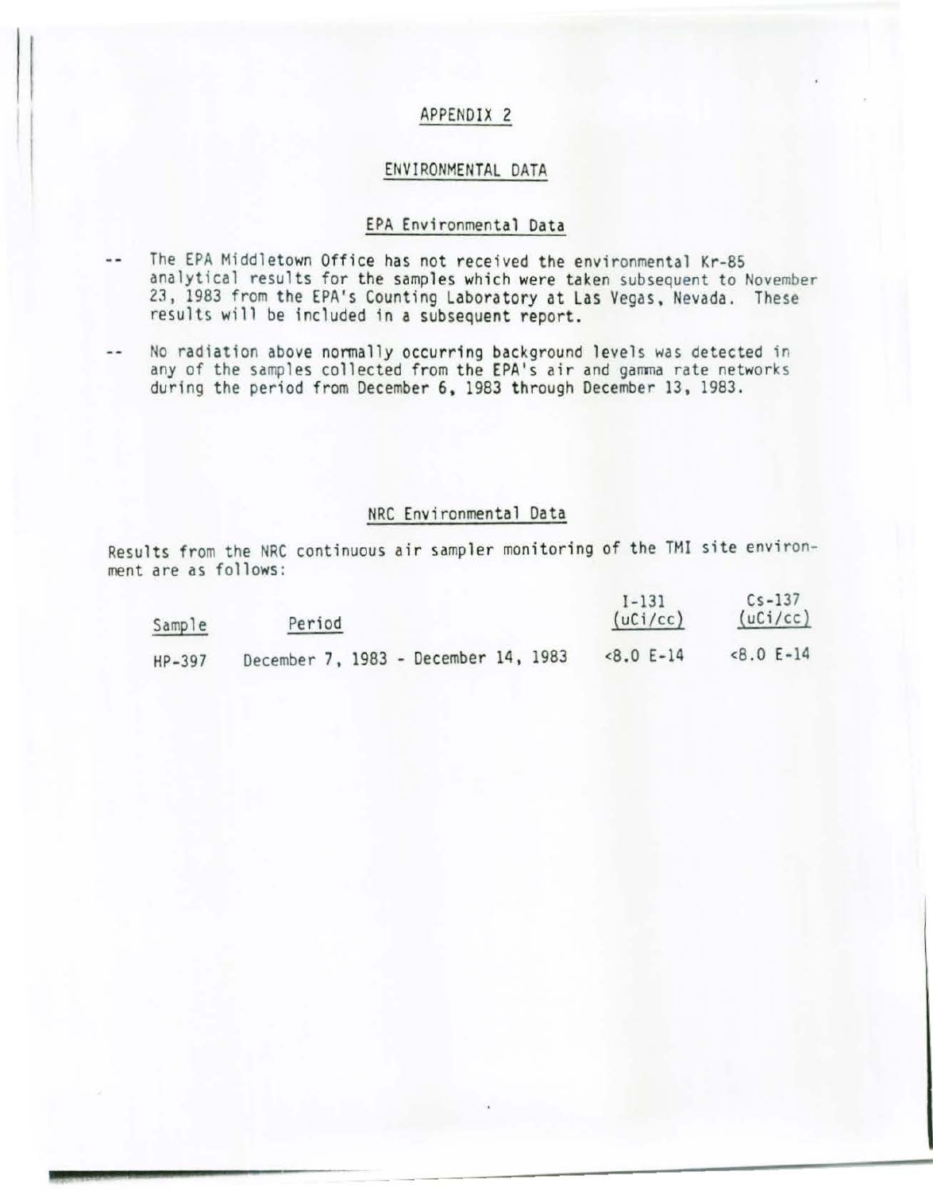# APPENDIX 2

## ENVIRONMENTAL DATA

### EPA Environmental Data

-- The EPA Middletown Office has not received the environmental Kr-85 analytical results for the samples which were taken subsequent to November 23, 1983 from the EPA's Counting Laboratory at Las Vegas, Nevada. These results will be included in a subsequent report.

-- No radiation above normally occurring background levels was detected in any of the samples collected from the EPA's air and gamma rate networks during the period from December 6, 1983 through December 13, 1983.

### NRC Environmental Data

Results from the NRC continuous air sampler monitoring of the TMI site environment are as follows:

| Sample | Period | I-131 (uCi/cc) | Cs-137 (uCi/cc) |
|---|---|---|---|
| HP-397 | December 7, 1983 - December 14, 1983 | <8.0 E-14 | <8.0 E-14 |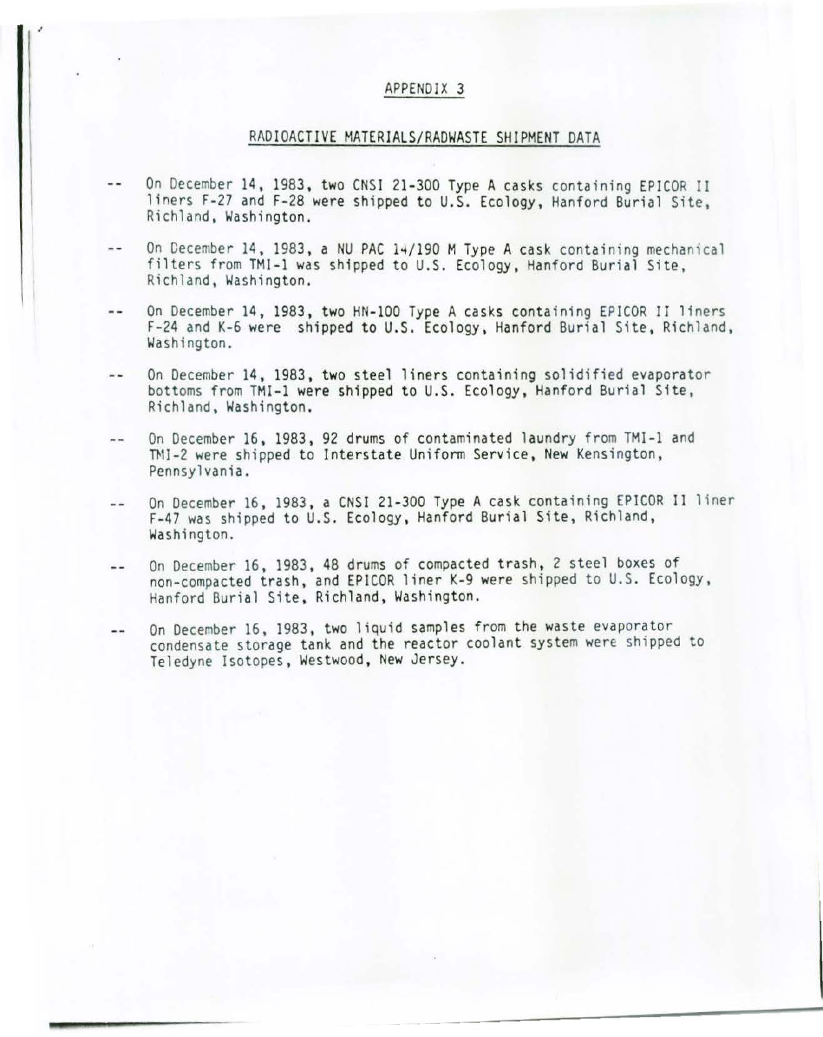# APPENDIX 3

## RADIOACTIVE MATERIALS/RADWASTE SHIPMENT DATA

-- On December 14, 1983, two CNSI 21-300 Type A casks containing EPICOR II liners F-27 and F-28 were shipped to U.S. Ecology, Hanford Burial Site, Richland, Washington.

-- On December 14, 1983, a NU PAC 14/190 M Type A cask containing mechanical filters from TMI-1 was shipped to U.S. Ecology, Hanford Burial Site, Richland, Washington.

-- On December 14, 1983, two HN-100 Type A casks containing EPICOR II liners F-24 and K-6 were shipped to U.S. Ecology, Hanford Burial Site, Richland, Washington.

-- On December 14, 1983, two steel liners containing solidified evaporator bottoms from TMI-1 were shipped to U.S. Ecology, Hanford Burial Site, Richland, Washington.

-- On December 16, 1983, 92 drums of contaminated laundry from TMI-1 and TMI-2 were shipped to Interstate Uniform Service, New Kensington, Pennsylvania.

-- On December 16, 1983, a CNSI 21-300 Type A cask containing EPICOR II liner F-47 was shipped to U.S. Ecology, Hanford Burial Site, Richland, Washington.

-- On December 16, 1983, 48 drums of compacted trash, 2 steel boxes of non-compacted trash, and EPICOR liner K-9 were shipped to U.S. Ecology, Hanford Burial Site, Richland, Washington.

-- On December 16, 1983, two liquid samples from the waste evaporator condensate storage tank and the reactor coolant system were shipped to Teledyne Isotopes, Westwood, New Jersey.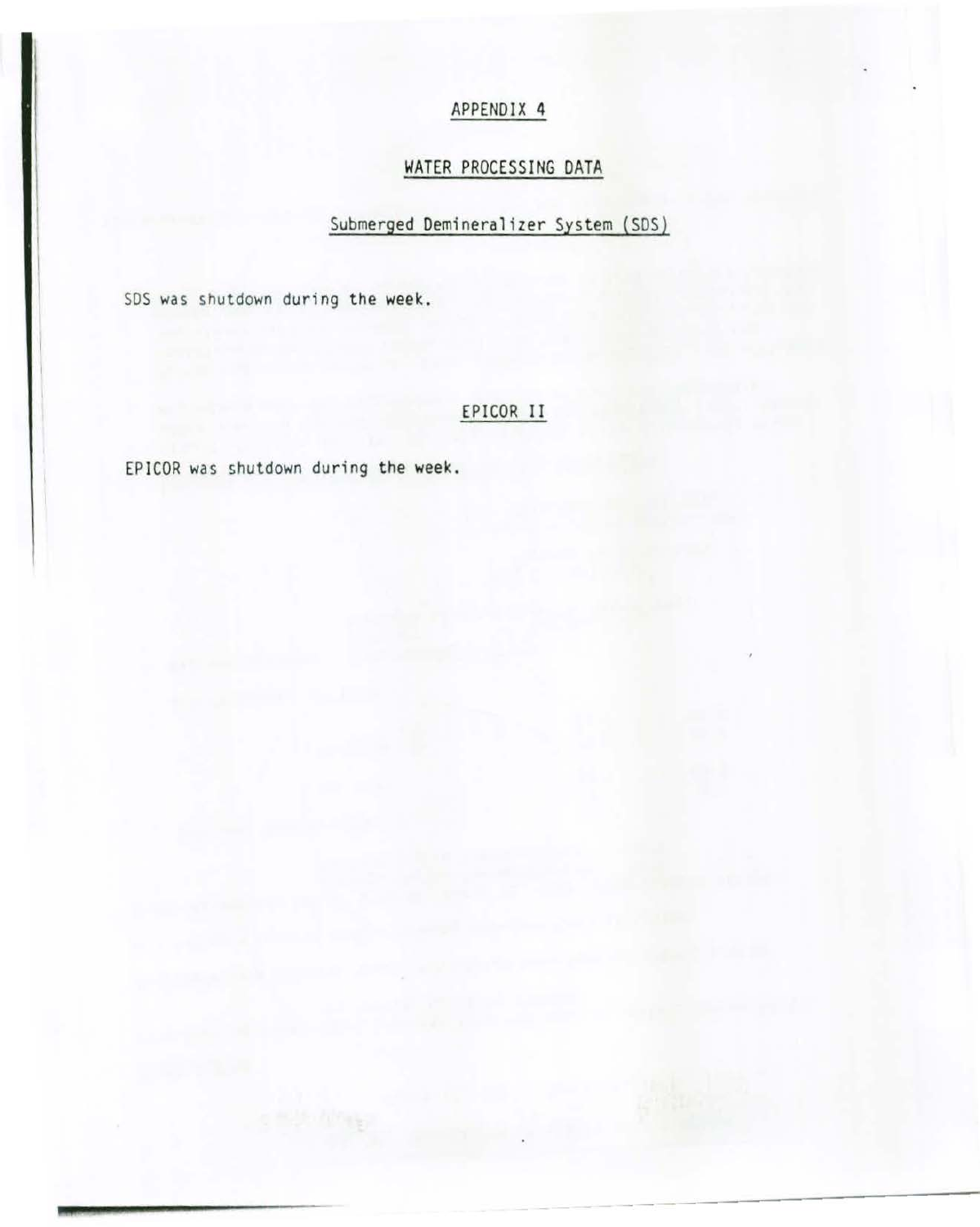# APPENDIX 4

## WATER PROCESSING DATA

### Submerged Demineralizer System (SDS)

SDS was shutdown during the week.

### EPICOR II

EPICOR was shutdown during the week.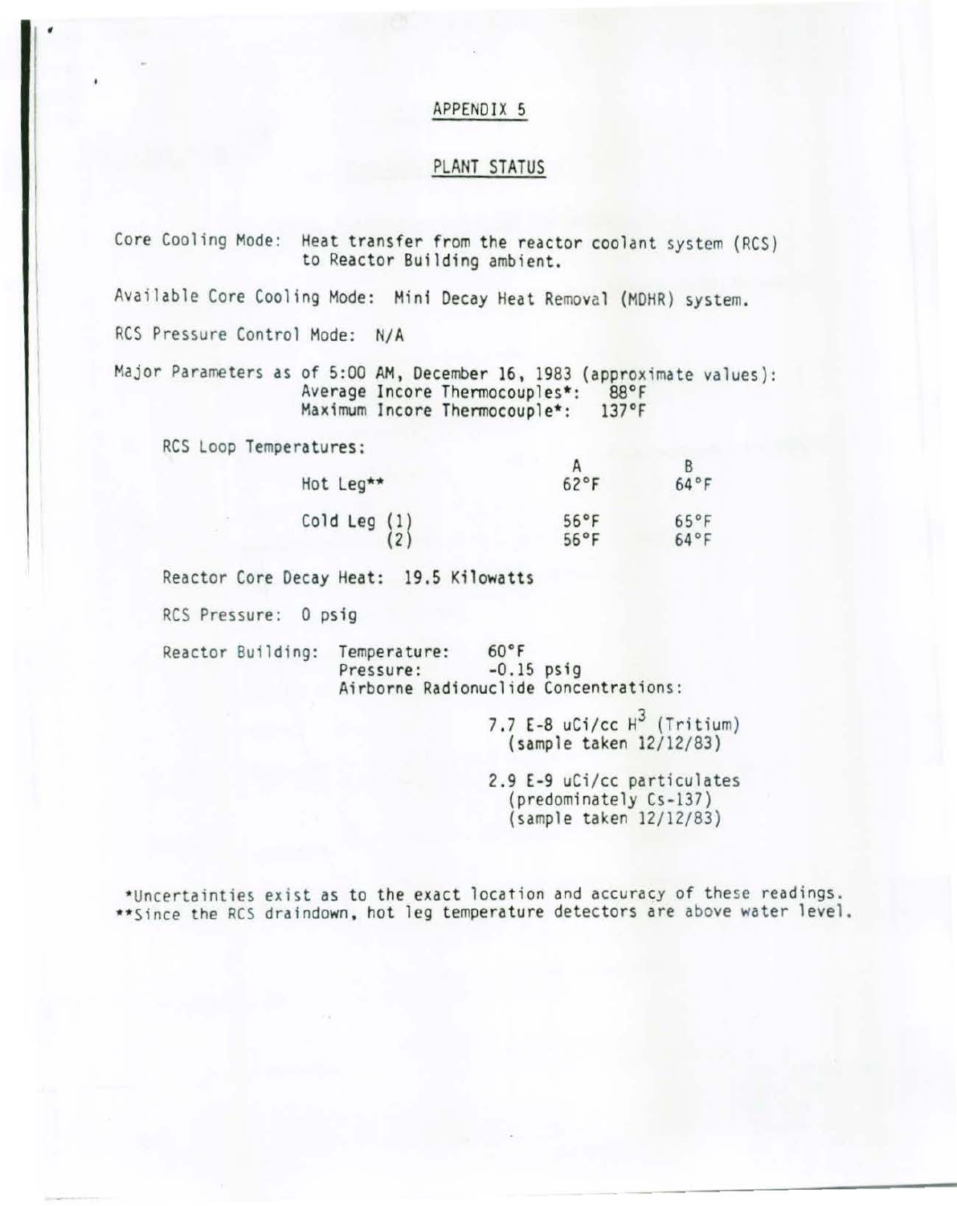## APPENDIX 5

## PLANT STATUS

Core Cooling Mode: Heat transfer from the reactor coolant system (RCS) to Reactor Building ambient.

Available Core Cooling Mode: Mini Decay Heat Removal (MDHR) system.

RCS Pressure Control Mode: N/A

Major Parameters as of 5:00 AM, December 16, 1983 (approximate values):
Average Incore Thermocouples*: 88°F
Maximum Incore Thermocouple*: 137°F

RCS Loop Temperatures:

| | A | B |
|---|---|---|
| Hot Leg** | 62°F | 64°F |
| Cold Leg (1) | 56°F | 65°F |
| (2) | 56°F | 64°F |

Reactor Core Decay Heat: 19.5 Kilowatts

RCS Pressure: 0 psig

Reactor Building: Temperature: 60°F
Pressure: -0.15 psig
Airborne Radionuclide Concentrations:

7.7 E-8 uCi/cc $H^3$ (Tritium)
(sample taken 12/12/83)

2.9 E-9 uCi/cc particulates
(predominately Cs-137)
(sample taken 12/12/83)

*Uncertainties exist as to the exact location and accuracy of these readings.
**Since the RCS draindown, hot leg temperature detectors are above water level.